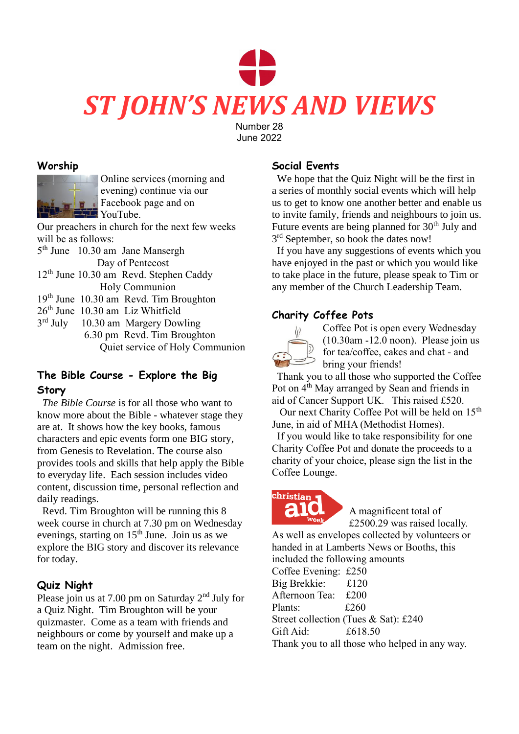# ST JOHN'S NEWS AND VIEWS

Number 28
June 2022

## Worship

Online services (morning and evening) continue via our Facebook page and on YouTube.

Our preachers in church for the next few weeks will be as follows:

5th June 10.30 am Jane Mansergh
Day of Pentecost
12th June 10.30 am Revd. Stephen Caddy
Holy Communion
19th June 10.30 am Revd. Tim Broughton
26th June 10.30 am Liz Whitfield
3rd July 10.30 am Margery Dowling
6.30 pm Revd. Tim Broughton
Quiet service of Holy Communion

## The Bible Course - Explore the Big Story

*The Bible Course* is for all those who want to know more about the Bible - whatever stage they are at. It shows how the key books, famous characters and epic events form one BIG story, from Genesis to Revelation. The course also provides tools and skills that help apply the Bible to everyday life. Each session includes video content, discussion time, personal reflection and daily readings.

Revd. Tim Broughton will be running this 8 week course in church at 7.30 pm on Wednesday evenings, starting on 15th June. Join us as we explore the BIG story and discover its relevance for today.

## Quiz Night

Please join us at 7.00 pm on Saturday 2nd July for a Quiz Night. Tim Broughton will be your quizmaster. Come as a team with friends and neighbours or come by yourself and make up a team on the night. Admission free.

## Social Events

We hope that the Quiz Night will be the first in a series of monthly social events which will help us to get to know one another better and enable us to invite family, friends and neighbours to join us. Future events are being planned for 30th July and 3rd September, so book the dates now!

If you have any suggestions of events which you have enjoyed in the past or which you would like to take place in the future, please speak to Tim or any member of the Church Leadership Team.

## Charity Coffee Pots

Coffee Pot is open every Wednesday (10.30am -12.0 noon). Please join us for tea/coffee, cakes and chat - and bring your friends!

Thank you to all those who supported the Coffee Pot on 4th May arranged by Sean and friends in aid of Cancer Support UK. This raised £520.

Our next Charity Coffee Pot will be held on 15th June, in aid of MHA (Methodist Homes).

If you would like to take responsibility for one Charity Coffee Pot and donate the proceeds to a charity of your choice, please sign the list in the Coffee Lounge.

## christian aid week

A magnificent total of £2500.29 was raised locally. As well as envelopes collected by volunteers or handed in at Lamberts News or Booths, this included the following amounts

Coffee Evening: £250
Big Brekkie: £120
Afternoon Tea: £200
Plants: £260
Street collection (Tues & Sat): £240
Gift Aid: £618.50

Thank you to all those who helped in any way.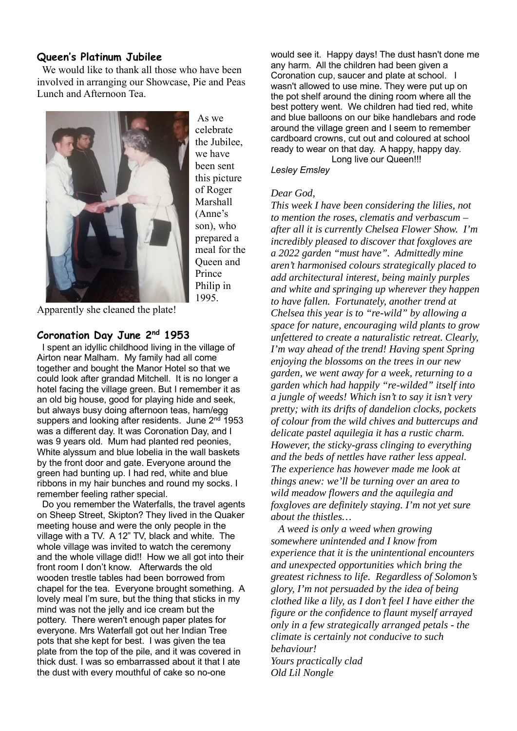### Queen's Platinum Jubilee

We would like to thank all those who have been involved in arranging our Showcase, Pie and Peas Lunch and Afternoon Tea.

As we celebrate the Jubilee, we have been sent this picture of Roger Marshall (Anne's son), who prepared a meal for the Queen and Prince Philip in 1995.

Apparently she cleaned the plate!

### Coronation Day June 2nd 1953

I spent an idyllic childhood living in the village of Airton near Malham. My family had all come together and bought the Manor Hotel so that we could look after grandad Mitchell. It is no longer a hotel facing the village green. But I remember it as an old big house, good for playing hide and seek, but always busy doing afternoon teas, ham/egg suppers and looking after residents. June 2nd 1953 was a different day. It was Coronation Day, and I was 9 years old. Mum had planted red peonies, White alyssum and blue lobelia in the wall baskets by the front door and gate. Everyone around the green had bunting up. I had red, white and blue ribbons in my hair bunches and round my socks. I remember feeling rather special.

Do you remember the Waterfalls, the travel agents on Sheep Street, Skipton? They lived in the Quaker meeting house and were the only people in the village with a TV. A 12" TV, black and white. The whole village was invited to watch the ceremony and the whole village did!! How we all got into their front room I don't know. Afterwards the old wooden trestle tables had been borrowed from chapel for the tea. Everyone brought something. A lovely meal I'm sure, but the thing that sticks in my mind was not the jelly and ice cream but the pottery. There weren't enough paper plates for everyone. Mrs Waterfall got out her Indian Tree pots that she kept for best. I was given the tea plate from the top of the pile, and it was covered in thick dust. I was so embarrassed about it that I ate the dust with every mouthful of cake so no-one would see it. Happy days! The dust hasn't done me any harm. All the children had been given a Coronation cup, saucer and plate at school. I wasn't allowed to use mine. They were put up on the pot shelf around the dining room where all the best pottery went. We children had tied red, white and blue balloons on our bike handlebars and rode around the village green and I seem to remember cardboard crowns, cut out and coloured at school ready to wear on that day. A happy, happy day.

Long live our Queen!!!

*Lesley Emsley*

*Dear God,*

*This week I have been considering the lilies, not to mention the roses, clematis and verbascum – after all it is currently Chelsea Flower Show. I'm incredibly pleased to discover that foxgloves are a 2022 garden "must have". Admittedly mine aren't harmonised colours strategically placed to add architectural interest, being mainly purples and white and springing up wherever they happen to have fallen. Fortunately, another trend at Chelsea this year is to "re-wild" by allowing a space for nature, encouraging wild plants to grow unfettered to create a naturalistic retreat. Clearly, I'm way ahead of the trend! Having spent Spring enjoying the blossoms on the trees in our new garden, we went away for a week, returning to a garden which had happily "re-wilded" itself into a jungle of weeds! Which isn't to say it isn't very pretty; with its drifts of dandelion clocks, pockets of colour from the wild chives and buttercups and delicate pastel aquilegia it has a rustic charm. However, the sticky-grass clinging to everything and the beds of nettles have rather less appeal. The experience has however made me look at things anew: we'll be turning over an area to wild meadow flowers and the aquilegia and foxgloves are definitely staying. I'm not yet sure about the thistles…*

*A weed is only a weed when growing somewhere unintended and I know from experience that it is the unintentional encounters and unexpected opportunities which bring the greatest richness to life. Regardless of Solomon's glory, I'm not persuaded by the idea of being clothed like a lily, as I don't feel I have either the figure or the confidence to flaunt myself arrayed only in a few strategically arranged petals - the climate is certainly not conducive to such behaviour!*

*Yours practically clad*
*Old Lil Nongle*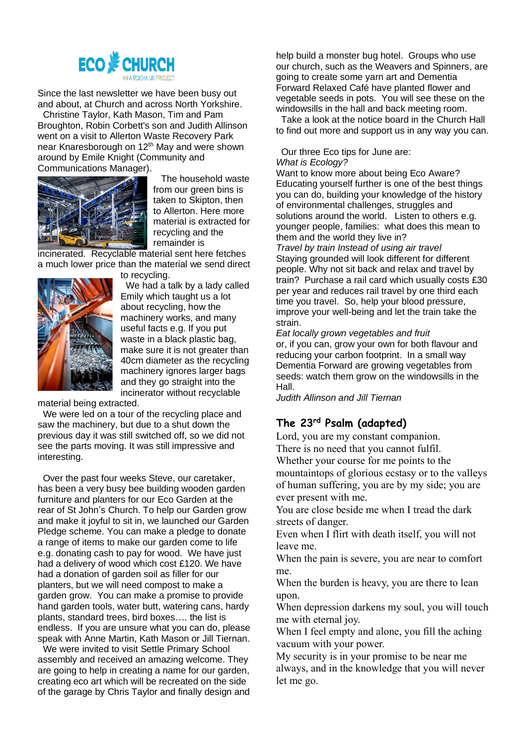# ECO CHURCH

AN A ROCHA UK PROJECT

Since the last newsletter we have been busy out and about, at Church and across North Yorkshire. Christine Taylor, Kath Mason, Tim and Pam Broughton, Robin Corbett's son and Judith Allinson went on a visit to Allerton Waste Recovery Park near Knaresborough on 12th May and were shown around by Emile Knight (Community and Communications Manager).

The household waste from our green bins is taken to Skipton, then to Allerton. Here more material is extracted for recycling and the remainder is incinerated. Recyclable material sent here fetches a much lower price than the material we send direct to recycling.

We had a talk by a lady called Emily which taught us a lot about recycling, how the machinery works, and many useful facts e.g. If you put waste in a black plastic bag, make sure it is not greater than 40cm diameter as the recycling machinery ignores larger bags and they go straight into the incinerator without recyclable material being extracted.

We were led on a tour of the recycling place and saw the machinery, but due to a shut down the previous day it was still switched off, so we did not see the parts moving. It was still impressive and interesting.

Over the past four weeks Steve, our caretaker, has been a very busy bee building wooden garden furniture and planters for our Eco Garden at the rear of St John's Church. To help our Garden grow and make it joyful to sit in, we launched our Garden Pledge scheme. You can make a pledge to donate a range of items to make our garden come to life e.g. donating cash to pay for wood. We have just had a delivery of wood which cost £120. We have had a donation of garden soil as filler for our planters, but we will need compost to make a garden grow. You can make a promise to provide hand garden tools, water butt, watering cans, hardy plants, standard trees, bird boxes…. the list is endless. If you are unsure what you can do, please speak with Anne Martin, Kath Mason or Jill Tiernan.

We were invited to visit Settle Primary School assembly and received an amazing welcome. They are going to help in creating a name for our garden, creating eco art which will be recreated on the side of the garage by Chris Taylor and finally design and help build a monster bug hotel. Groups who use our church, such as the Weavers and Spinners, are going to create some yarn art and Dementia Forward Relaxed Café have planted flower and vegetable seeds in pots. You will see these on the windowsills in the hall and back meeting room.

Take a look at the notice board in the Church Hall to find out more and support us in any way you can.

Our three Eco tips for June are:

*What is Ecology?*

Want to know more about being Eco Aware? Educating yourself further is one of the best things you can do, building your knowledge of the history of environmental challenges, struggles and solutions around the world. Listen to others e.g. younger people, families: what does this mean to them and the world they live in?

*Travel by train Instead of using air travel*

Staying grounded will look different for different people. Why not sit back and relax and travel by train? Purchase a rail card which usually costs £30 per year and reduces rail travel by one third each time you travel. So, help your blood pressure, improve your well-being and let the train take the strain.

*Eat locally grown vegetables and fruit*

or, if you can, grow your own for both flavour and reducing your carbon footprint. In a small way Dementia Forward are growing vegetables from seeds: watch them grow on the windowsills in the Hall.

*Judith Allinson and Jill Tiernan*

## The 23rd Psalm (adapted)

Lord, you are my constant companion.
There is no need that you cannot fulfil.
Whether your course for me points to the mountaintops of glorious ecstasy or to the valleys of human suffering, you are by my side; you are ever present with me.
You are close beside me when I tread the dark streets of danger.
Even when I flirt with death itself, you will not leave me.
When the pain is severe, you are near to comfort me.
When the burden is heavy, you are there to lean upon.
When depression darkens my soul, you will touch me with eternal joy.
When I feel empty and alone, you fill the aching vacuum with your power.
My security is in your promise to be near me always, and in the knowledge that you will never let me go.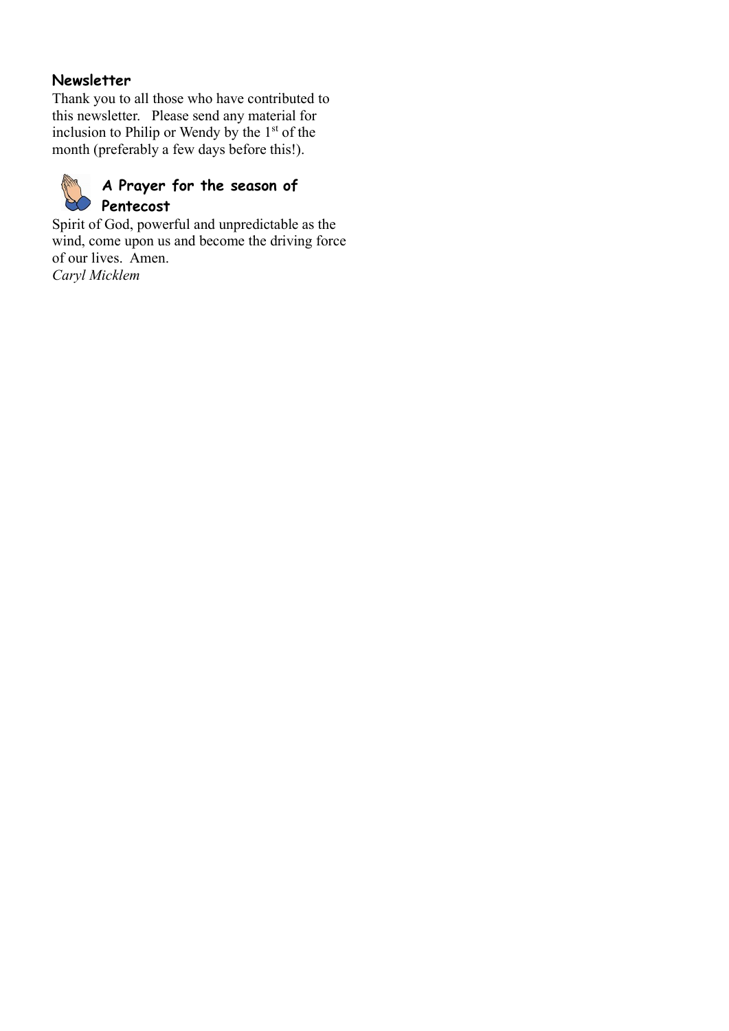### Newsletter

Thank you to all those who have contributed to this newsletter. Please send any material for inclusion to Philip or Wendy by the 1st of the month (preferably a few days before this!).

### A Prayer for the season of Pentecost

Spirit of God, powerful and unpredictable as the wind, come upon us and become the driving force of our lives. Amen.

*Caryl Micklem*